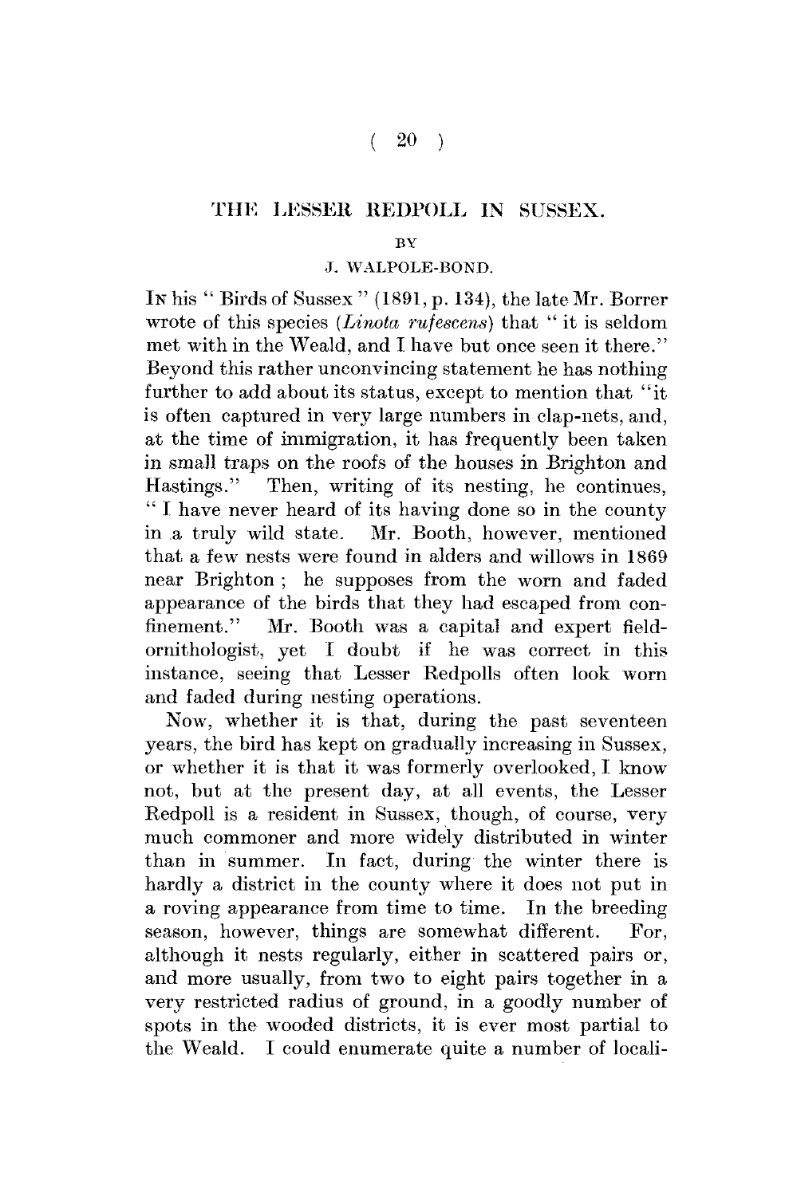# THE LESSER REDPOLL IN SUSSEX.

BY

J. WALPOLE-BOND.

In his "Birds of Sussex" (1891, p. 134), the late Mr. Borrer wrote of this species (*Linota rufescens*) that "it is seldom met with in the Weald, and I have but once seen it there." Beyond this rather unconvincing statement he has nothing further to add about its status, except to mention that "it is often captured in very large numbers in clap-nets, and, at the time of immigration, it has frequently been taken in small traps on the roofs of the houses in Brighton and Hastings." Then, writing of its nesting, he continues, "I have never heard of its having done so in the county in a truly wild state. Mr. Booth, however, mentioned that a few nests were found in alders and willows in 1869 near Brighton; he supposes from the worn and faded appearance of the birds that they had escaped from confinement." Mr. Booth was a capital and expert field-ornithologist, yet I doubt if he was correct in this instance, seeing that Lesser Redpolls often look worn and faded during nesting operations.

Now, whether it is that, during the past seventeen years, the bird has kept on gradually increasing in Sussex, or whether it is that it was formerly overlooked, I know not, but at the present day, at all events, the Lesser Redpoll is a resident in Sussex, though, of course, very much commoner and more widely distributed in winter than in summer. In fact, during the winter there is hardly a district in the county where it does not put in a roving appearance from time to time. In the breeding season, however, things are somewhat different. For, although it nests regularly, either in scattered pairs or, and more usually, from two to eight pairs together in a very restricted radius of ground, in a goodly number of spots in the wooded districts, it is ever most partial to the Weald. I could enumerate quite a number of locali-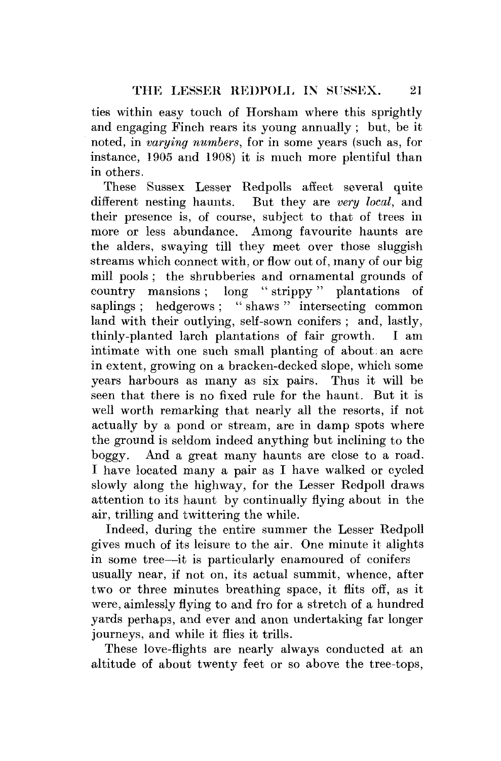ties within easy touch of Horsham where this sprightly and engaging Finch rears its young annually; but, be it noted, in *varying numbers*, for in some years (such as, for instance, 1905 and 1908) it is much more plentiful than in others.

These Sussex Lesser Redpolls affect several quite different nesting haunts. But they are *very local*, and their presence is, of course, subject to that of trees in more or less abundance. Among favourite haunts are the alders, swaying till they meet over those sluggish streams which connect with, or flow out of, many of our big mill pools; the shrubberies and ornamental grounds of country mansions; long "strippy" plantations of saplings; hedgerows; "shaws" intersecting common land with their outlying, self-sown conifers; and, lastly, thinly-planted larch plantations of fair growth. I am intimate with one such small planting of about an acre in extent, growing on a bracken-decked slope, which some years harbours as many as six pairs. Thus it will be seen that there is no fixed rule for the haunt. But it is well worth remarking that nearly all the resorts, if not actually by a pond or stream, are in damp spots where the ground is seldom indeed anything but inclining to the boggy. And a great many haunts are close to a road. I have located many a pair as I have walked or cycled slowly along the highway, for the Lesser Redpoll draws attention to its haunt by continually flying about in the air, trilling and twittering the while.

Indeed, during the entire summer the Lesser Redpoll gives much of its leisure to the air. One minute it alights in some tree—it is particularly enamoured of conifers usually near, if not on, its actual summit, whence, after two or three minutes breathing space, it flits off, as it were, aimlessly flying to and fro for a stretch of a hundred yards perhaps, and ever and anon undertaking far longer journeys, and while it flies it trills.

These love-flights are nearly always conducted at an altitude of about twenty feet or so above the tree-tops,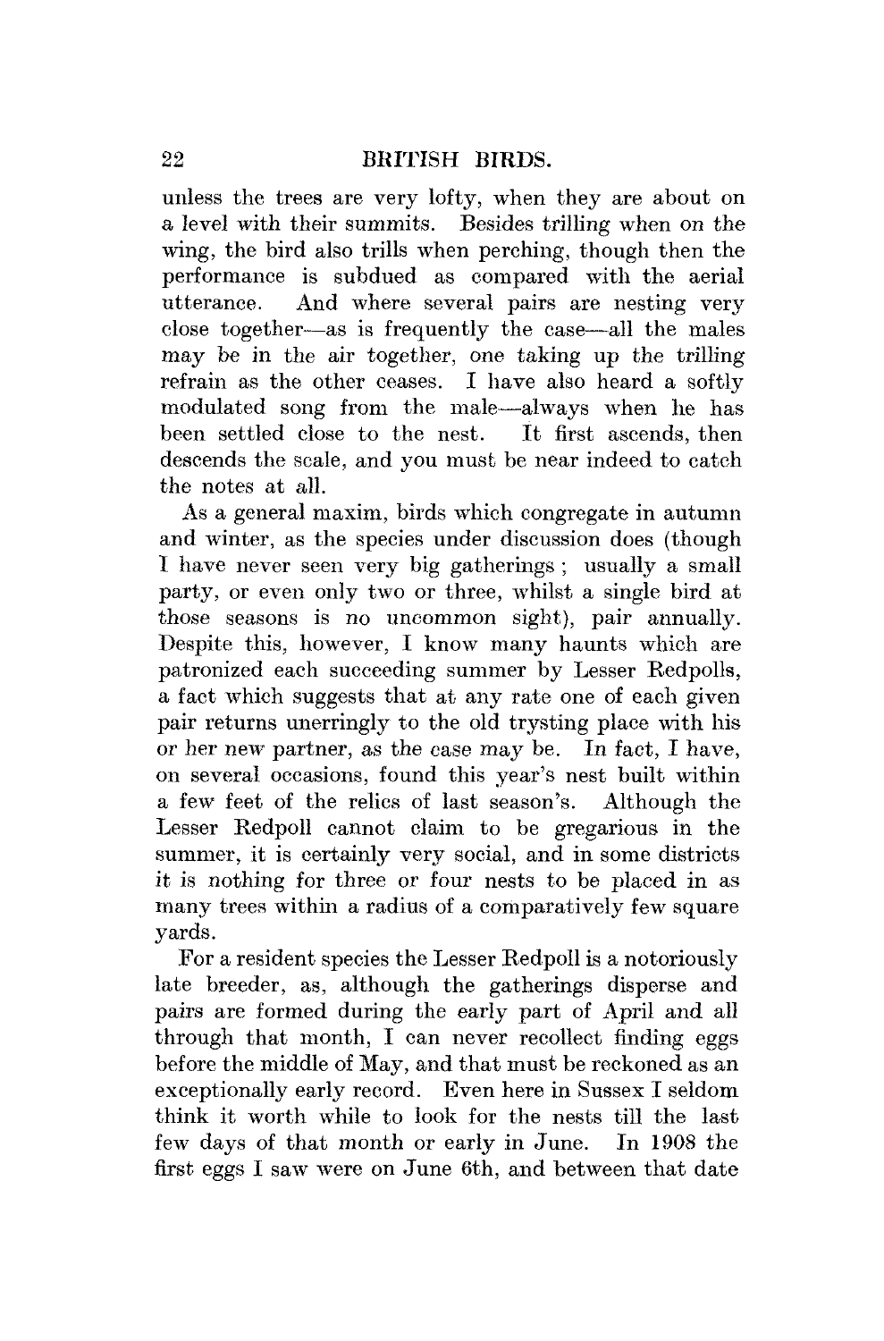unless the trees are very lofty, when they are about on a level with their summits. Besides trilling when on the wing, the bird also trills when perching, though then the performance is subdued as compared with the aerial utterance. And where several pairs are nesting very close together—as is frequently the case—all the males may be in the air together, one taking up the trilling refrain as the other ceases. I have also heard a softly modulated song from the male—always when he has been settled close to the nest. It first ascends, then descends the scale, and you must be near indeed to catch the notes at all.

As a general maxim, birds which congregate in autumn and winter, as the species under discussion does (though I have never seen very big gatherings ; usually a small party, or even only two or three, whilst a single bird at those seasons is no uncommon sight), pair annually. Despite this, however, I know many haunts which are patronized each succeeding summer by Lesser Redpolls, a fact which suggests that at any rate one of each given pair returns unerringly to the old trysting place with his or her new partner, as the case may be. In fact, I have, on several occasions, found this year's nest built within a few feet of the relics of last season's. Although the Lesser Redpoll cannot claim to be gregarious in the summer, it is certainly very social, and in some districts it is nothing for three or four nests to be placed in as many trees within a radius of a comparatively few square yards.

For a resident species the Lesser Redpoll is a notoriously late breeder, as, although the gatherings disperse and pairs are formed during the early part of April and all through that month, I can never recollect finding eggs before the middle of May, and that must be reckoned as an exceptionally early record. Even here in Sussex I seldom think it worth while to look for the nests till the last few days of that month or early in June. In 1908 the first eggs I saw were on June 6th, and between that date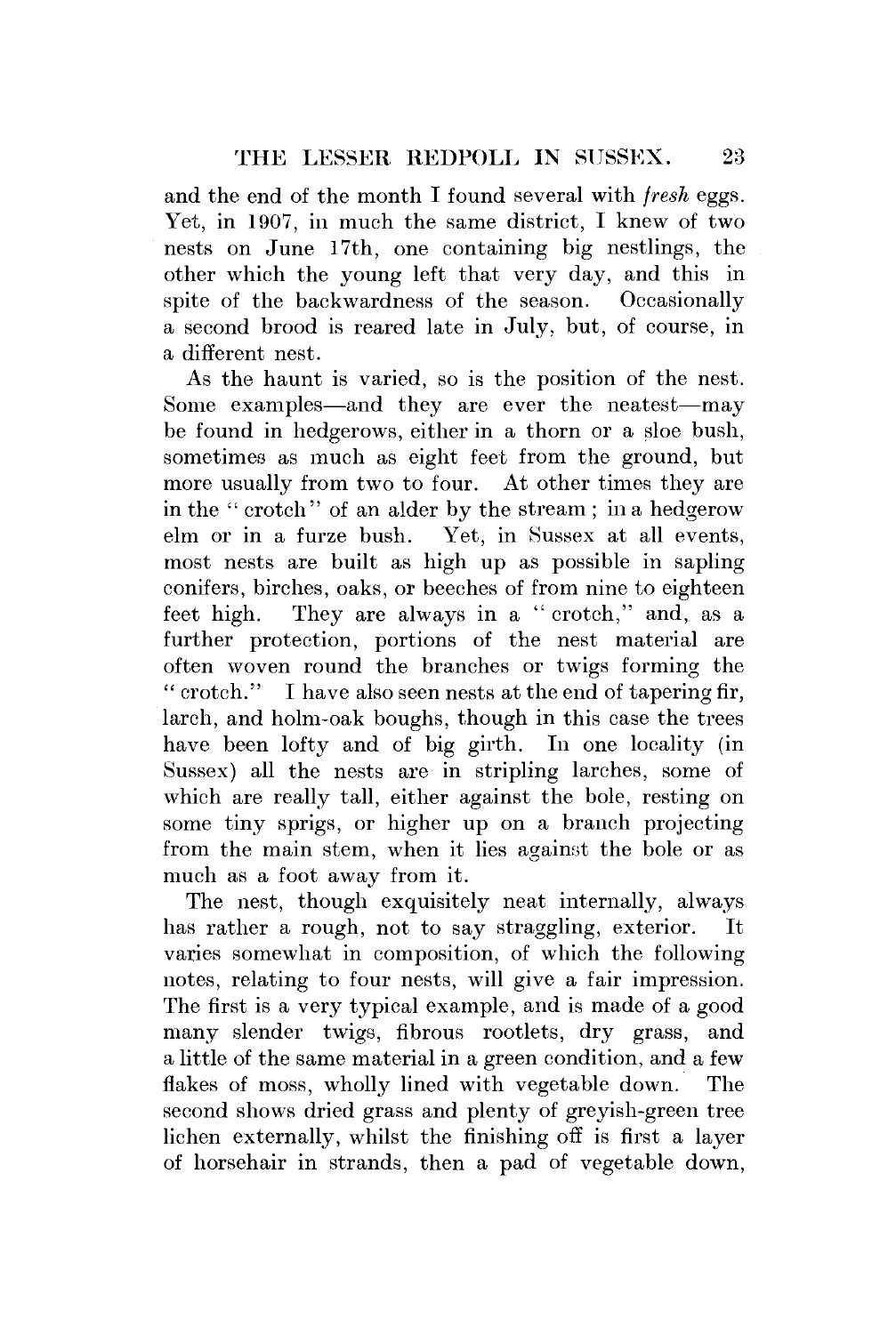and the end of the month I found several with *fresh* eggs. Yet, in 1907, in much the same district, I knew of two nests on June 17th, one containing big nestlings, the other which the young left that very day, and this in spite of the backwardness of the season. Occasionally a second brood is reared late in July, but, of course, in a different nest.

As the haunt is varied, so is the position of the nest. Some examples—and they are ever the neatest—may be found in hedgerows, either in a thorn or a sloe bush, sometimes as much as eight feet from the ground, but more usually from two to four. At other times they are in the "crotch" of an alder by the stream; in a hedgerow elm or in a furze bush. Yet, in Sussex at all events, most nests are built as high up as possible in sapling conifers, birches, oaks, or beeches of from nine to eighteen feet high. They are always in a "crotch," and, as a further protection, portions of the nest material are often woven round the branches or twigs forming the "crotch." I have also seen nests at the end of tapering fir, larch, and holm-oak boughs, though in this case the trees have been lofty and of big girth. In one locality (in Sussex) all the nests are in stripling larches, some of which are really tall, either against the bole, resting on some tiny sprigs, or higher up on a branch projecting from the main stem, when it lies against the bole or as much as a foot away from it.

The nest, though exquisitely neat internally, always has rather a rough, not to say straggling, exterior. It varies somewhat in composition, of which the following notes, relating to four nests, will give a fair impression. The first is a very typical example, and is made of a good many slender twigs, fibrous rootlets, dry grass, and a little of the same material in a green condition, and a few flakes of moss, wholly lined with vegetable down. The second shows dried grass and plenty of greyish-green tree lichen externally, whilst the finishing off is first a layer of horsehair in strands, then a pad of vegetable down,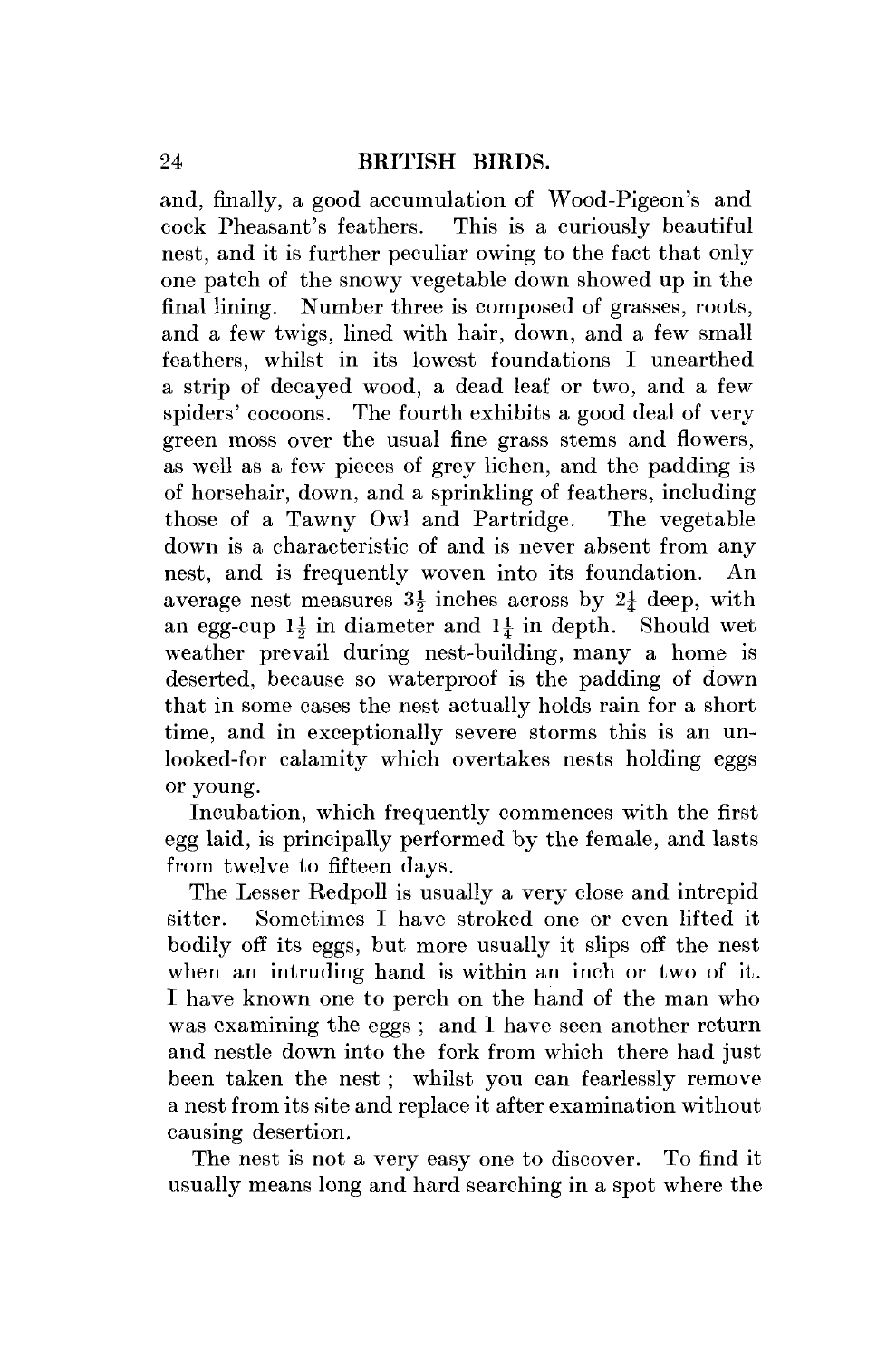and, finally, a good accumulation of Wood-Pigeon's and cock Pheasant's feathers. This is a curiously beautiful nest, and it is further peculiar owing to the fact that only one patch of the snowy vegetable down showed up in the final lining. Number three is composed of grasses, roots, and a few twigs, lined with hair, down, and a few small feathers, whilst in its lowest foundations I unearthed a strip of decayed wood, a dead leaf or two, and a few spiders' cocoons. The fourth exhibits a good deal of very green moss over the usual fine grass stems and flowers, as well as a few pieces of grey lichen, and the padding is of horsehair, down, and a sprinkling of feathers, including those of a Tawny Owl and Partridge. The vegetable down is a characteristic of and is never absent from any nest, and is frequently woven into its foundation. An average nest measures $3\frac{1}{2}$ inches across by $2\frac{1}{4}$ deep, with an egg-cup $1\frac{1}{2}$ in diameter and $1\frac{1}{4}$ in depth. Should wet weather prevail during nest-building, many a home is deserted, because so waterproof is the padding of down that in some cases the nest actually holds rain for a short time, and in exceptionally severe storms this is an unlooked-for calamity which overtakes nests holding eggs or young.

Incubation, which frequently commences with the first egg laid, is principally performed by the female, and lasts from twelve to fifteen days.

The Lesser Redpoll is usually a very close and intrepid sitter. Sometimes I have stroked one or even lifted it bodily off its eggs, but more usually it slips off the nest when an intruding hand is within an inch or two of it. I have known one to perch on the hand of the man who was examining the eggs; and I have seen another return and nestle down into the fork from which there had just been taken the nest; whilst you can fearlessly remove a nest from its site and replace it after examination without causing desertion.

The nest is not a very easy one to discover. To find it usually means long and hard searching in a spot where the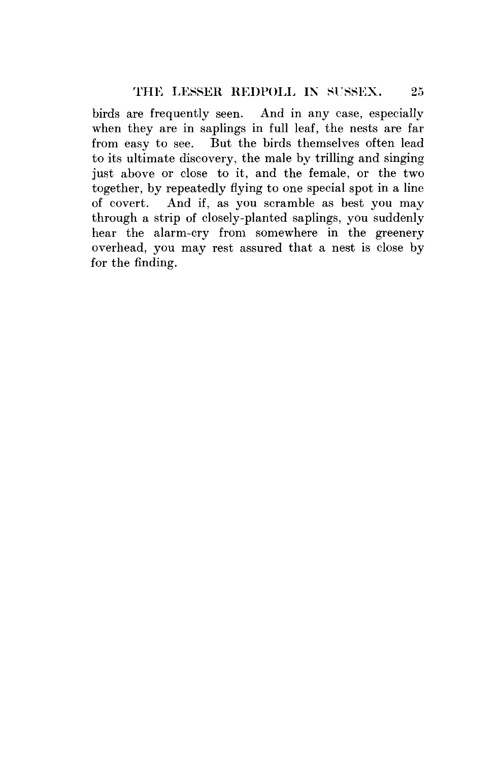birds are frequently seen. And in any case, especially when they are in saplings in full leaf, the nests are far from easy to see. But the birds themselves often lead to its ultimate discovery, the male by trilling and singing just above or close to it, and the female, or the two together, by repeatedly flying to one special spot in a line of covert. And if, as you scramble as best you may through a strip of closely-planted saplings, you suddenly hear the alarm-cry from somewhere in the greenery overhead, you may rest assured that a nest is close by for the finding.